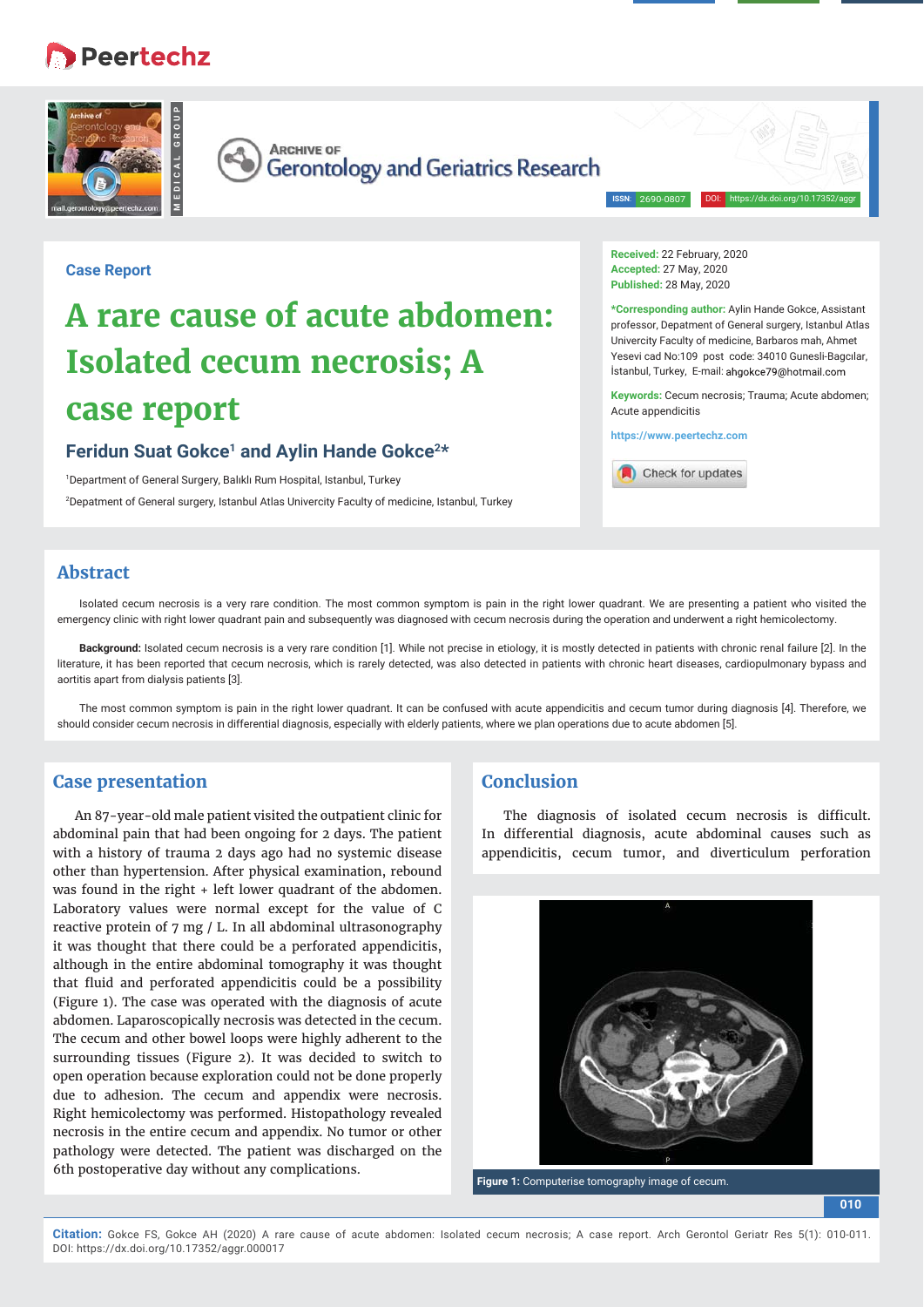Case Report

# A rare cause of acute abdomen: Isolated cecum necrosis; A case report

**Feridun Suat Gokce[1] and Aylin Hande Gokce[2]***

[1]Department of General Surgery, Balıklı Rum Hospital, Istanbul, Turkey

[2]Depatment of General surgery, Istanbul Atlas Univercity Faculty of medicine, Istanbul, Turkey

**Received:** 22 February, 2020
**Accepted:** 27 May, 2020
**Published:** 28 May, 2020

***Corresponding author:** Aylin Hande Gokce, Assistant professor, Depatment of General surgery, Istanbul Atlas Univercity Faculty of medicine, Barbaros mah, Ahmet Yesevi cad No:109 post code: 34010 Gunesli-Bagcılar, İstanbul, Turkey, E-mail: ahgokce79@hotmail.com

**Keywords:** Cecum necrosis; Trauma; Acute abdomen; Acute appendicitis

https://www.peertechz.com

## Abstract

Isolated cecum necrosis is a very rare condition. The most common symptom is pain in the right lower quadrant. We are presenting a patient who visited the emergency clinic with right lower quadrant pain and subsequently was diagnosed with cecum necrosis during the operation and underwent a right hemicolectomy.

**Background:** Isolated cecum necrosis is a very rare condition [1]. While not precise in etiology, it is mostly detected in patients with chronic renal failure [2]. In the literature, it has been reported that cecum necrosis, which is rarely detected, was also detected in patients with chronic heart diseases, cardiopulmonary bypass and aortitis apart from dialysis patients [3].

The most common symptom is pain in the right lower quadrant. It can be confused with acute appendicitis and cecum tumor during diagnosis [4]. Therefore, we should consider cecum necrosis in differential diagnosis, especially with elderly patients, where we plan operations due to acute abdomen [5].

## Case presentation

An 87-year-old male patient visited the outpatient clinic for abdominal pain that had been ongoing for 2 days. The patient with a history of trauma 2 days ago had no systemic disease other than hypertension. After physical examination, rebound was found in the right + left lower quadrant of the abdomen. Laboratory values were normal except for the value of C reactive protein of 7 mg / L. In all abdominal ultrasonography it was thought that there could be a perforated appendicitis, although in the entire abdominal tomography it was thought that fluid and perforated appendicitis could be a possibility (Figure 1). The case was operated with the diagnosis of acute abdomen. Laparoscopically necrosis was detected in the cecum. The cecum and other bowel loops were highly adherent to the surrounding tissues (Figure 2). It was decided to switch to open operation because exploration could not be done properly due to adhesion. The cecum and appendix were necrosis. Right hemicolectomy was performed. Histopathology revealed necrosis in the entire cecum and appendix. No tumor or other pathology were detected. The patient was discharged on the 6th postoperative day without any complications.

## Conclusion

The diagnosis of isolated cecum necrosis is difficult. In differential diagnosis, acute abdominal causes such as appendicitis, cecum tumor, and diverticulum perforation

**Figure 1:** Computerise tomography image of cecum.

**Citation:** Gokce FS, Gokce AH (2020) A rare cause of acute abdomen: Isolated cecum necrosis; A case report. Arch Gerontol Geriatr Res 5(1): 010-011. DOI: https://dx.doi.org/10.17352/aggr.000017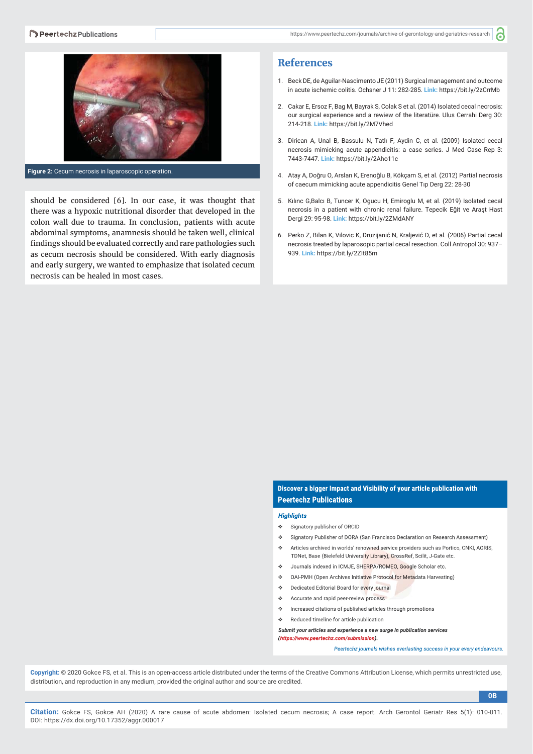Figure 2: Cecum necrosis in laparoscopic operation.

should be considered [6]. In our case, it was thought that there was a hypoxic nutritional disorder that developed in the colon wall due to trauma. In conclusion, patients with acute abdominal symptoms, anamnesis should be taken well, clinical findings should be evaluated correctly and rare pathologies such as cecum necrosis should be considered. With early diagnosis and early surgery, we wanted to emphasize that isolated cecum necrosis can be healed in most cases.

## References

1. Beck DE, de Aguilar-Nascimento JE (2011) Surgical management and outcome in acute ischemic colitis. Ochsner J 11: 282-285. **Link:** https://bit.ly/2zCrrMb
2. Cakar E, Ersoz F, Bag M, Bayrak S, Colak S et al. (2014) Isolated cecal necrosis: our surgical experience and a rewiew of the literatüre. Ulus Cerrahi Derg 30: 214-218. **Link:** https://bit.ly/2M7Vhed
3. Dirican A, Unal B, Bassulu N, Tatlı F, Aydin C, et al. (2009) Isolated cecal necrosis mimicking acute appendicitis: a case series. J Med Case Rep 3: 7443-7447. **Link:** https://bit.ly/2Aho11c
4. Atay A, Doğru O, Arslan K, Erenoğlu B, Kökçam S, et al. (2012) Partial necrosis of caecum mimicking acute appendicitis Genel Tıp Derg 22: 28-30
5. Kılınc G,Balcı B, Tuncer K, Ogucu H, Emiroglu M, et al. (2019) Isolated cecal necrosis in a patient with chronic renal failure. Tepecik Eğit ve Araşt Hast Dergi 29: 95-98. **Link:** https://bit.ly/2ZMdANY
6. Perko Z, Bilan K, Vilovic K, Druzijanić N, Kraljević D, et al. (2006) Partial cecal necrosis treated by laparosopic partial cecal resection. Coll Antropol 30: 937–939. **Link:** https://bit.ly/2Zlt85m

**Discover a bigger Impact and Visibility of your article publication with Peertechz Publications**

***Highlights***

- Signatory publisher of ORCID
- Signatory Publisher of DORA (San Francisco Declaration on Research Assessment)
- Articles archived in worlds' renowned service providers such as Portico, CNKI, AGRIS, TDNet, Base (Bielefeld University Library), CrossRef, Scilit, J-Gate etc.
- Journals indexed in ICMJE, SHERPA/ROMEO, Google Scholar etc.
- OAI-PMH (Open Archives Initiative Protocol for Metadata Harvesting)
- Dedicated Editorial Board for every journal
- Accurate and rapid peer-review process
- Increased citations of published articles through promotions
- Reduced timeline for article publication

***Submit your articles and experience a new surge in publication services (https://www.peertechz.com/submission).***

*Peertechz journals wishes everlasting success in your every endeavours.*

**Copyright:** © 2020 Gokce FS, et al. This is an open-access article distributed under the terms of the Creative Commons Attribution License, which permits unrestricted use, distribution, and reproduction in any medium, provided the original author and source are credited.

**Citation:** Gokce FS, Gokce AH (2020) A rare cause of acute abdomen: Isolated cecum necrosis; A case report. Arch Gerontol Geriatr Res 5(1): 010-011. DOI: https://dx.doi.org/10.17352/aggr.000017